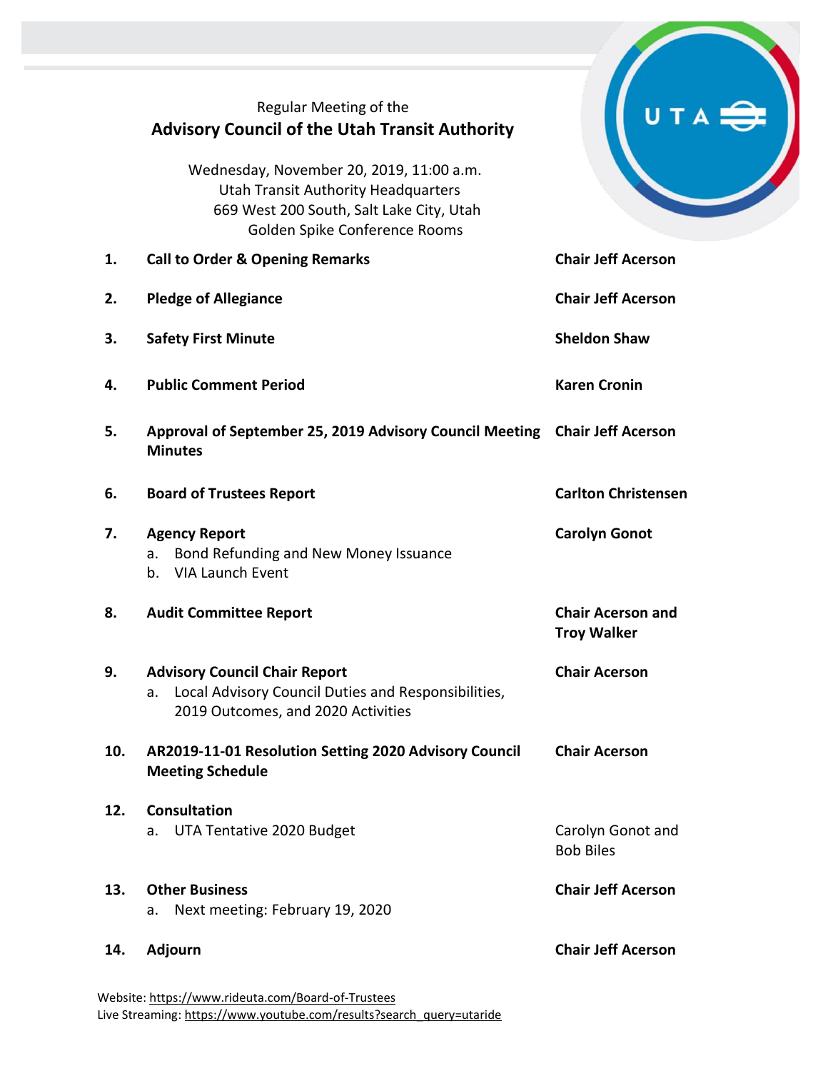Regular Meeting of the

# Advisory Council of the Utah Transit Authority

Wednesday, November 20, 2019, 11:00 a.m.
Utah Transit Authority Headquarters
669 West 200 South, Salt Lake City, Utah
Golden Spike Conference Rooms

| | | |
|---|---|---|
| **1.** | **Call to Order & Opening Remarks** | **Chair Jeff Acerson** |
| **2.** | **Pledge of Allegiance** | **Chair Jeff Acerson** |
| **3.** | **Safety First Minute** | **Sheldon Shaw** |
| **4.** | **Public Comment Period** | **Karen Cronin** |
| **5.** | **Approval of September 25, 2019 Advisory Council Meeting Minutes** | **Chair Jeff Acerson** |
| **6.** | **Board of Trustees Report** | **Carlton Christensen** |
| **7.** | **Agency Report**<br>a. Bond Refunding and New Money Issuance<br>b. VIA Launch Event | **Carolyn Gonot** |
| **8.** | **Audit Committee Report** | **Chair Acerson and Troy Walker** |
| **9.** | **Advisory Council Chair Report**<br>a. Local Advisory Council Duties and Responsibilities, 2019 Outcomes, and 2020 Activities | **Chair Acerson** |
| **10.** | **AR2019-11-01 Resolution Setting 2020 Advisory Council Meeting Schedule** | **Chair Acerson** |
| **12.** | **Consultation**<br>a. UTA Tentative 2020 Budget | <br>Carolyn Gonot and Bob Biles |
| **13.** | **Other Business**<br>a. Next meeting: February 19, 2020 | **Chair Jeff Acerson** |
| **14.** | **Adjourn** | **Chair Jeff Acerson** |

Website: https://www.rideuta.com/Board-of-Trustees
Live Streaming: https://www.youtube.com/results?search_query=utaride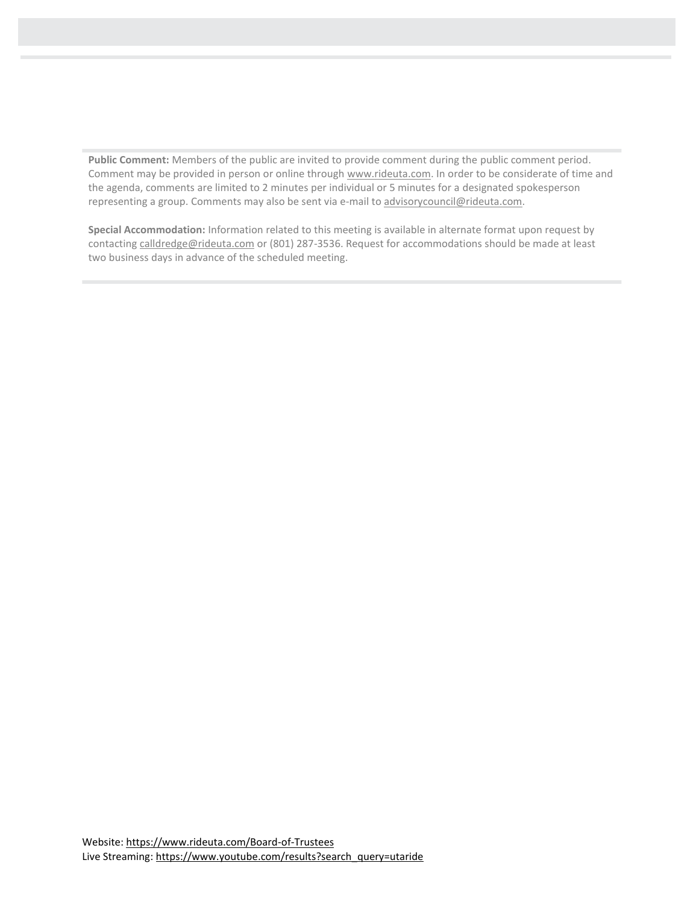**Public Comment:** Members of the public are invited to provide comment during the public comment period. Comment may be provided in person or online through www.rideuta.com. In order to be considerate of time and the agenda, comments are limited to 2 minutes per individual or 5 minutes for a designated spokesperson representing a group. Comments may also be sent via e-mail to advisorycouncil@rideuta.com.

**Special Accommodation:** Information related to this meeting is available in alternate format upon request by contacting calldredge@rideuta.com or (801) 287-3536. Request for accommodations should be made at least two business days in advance of the scheduled meeting.

Website: https://www.rideuta.com/Board-of-Trustees
Live Streaming: https://www.youtube.com/results?search_query=utaride